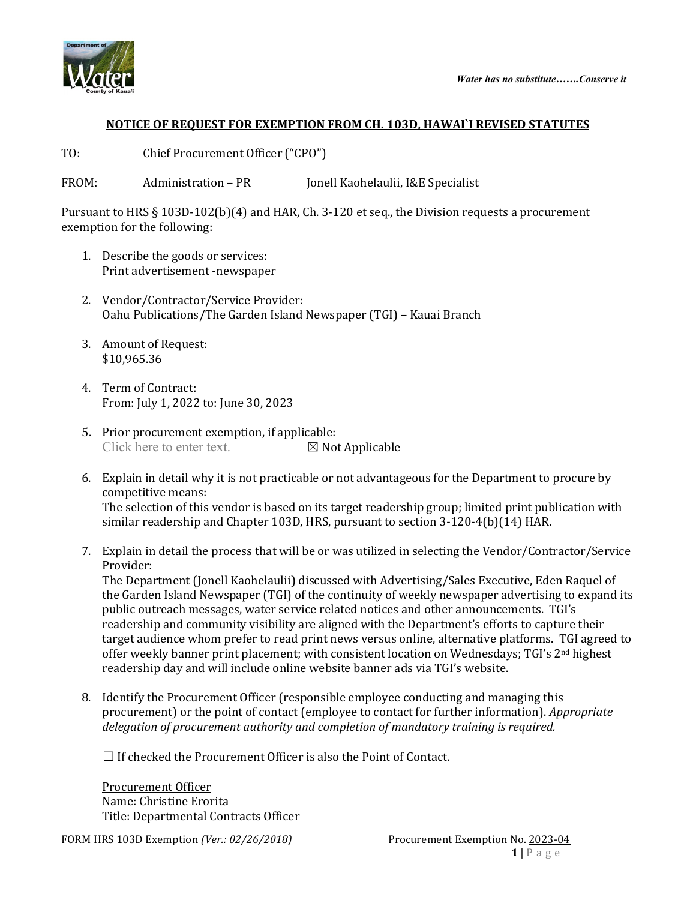*Water has no substitute…….Conserve it*

**NOTICE OF REQUEST FOR EXEMPTION FROM CH. 103D, HAWAI`I REVISED STATUTES**

TO: Chief Procurement Officer ("CPO")

FROM: Administration – PR Jonell Kaohelaulii, I&E Specialist

Pursuant to HRS § 103D-102(b)(4) and HAR, Ch. 3-120 et seq., the Division requests a procurement exemption for the following:

1. Describe the goods or services:
   Print advertisement -newspaper

2. Vendor/Contractor/Service Provider:
   Oahu Publications/The Garden Island Newspaper (TGI) – Kauai Branch

3. Amount of Request:
   $10,965.36

4. Term of Contract:
   From: July 1, 2022 to: June 30, 2023

5. Prior procurement exemption, if applicable:
   Click here to enter text. ☒ Not Applicable

6. Explain in detail why it is not practicable or not advantageous for the Department to procure by competitive means:
   The selection of this vendor is based on its target readership group; limited print publication with similar readership and Chapter 103D, HRS, pursuant to section 3-120-4(b)(14) HAR.

7. Explain in detail the process that will be or was utilized in selecting the Vendor/Contractor/Service Provider:
   The Department (Jonell Kaohelaulii) discussed with Advertising/Sales Executive, Eden Raquel of the Garden Island Newspaper (TGI) of the continuity of weekly newspaper advertising to expand its public outreach messages, water service related notices and other announcements. TGI's readership and community visibility are aligned with the Department's efforts to capture their target audience whom prefer to read print news versus online, alternative platforms. TGI agreed to offer weekly banner print placement; with consistent location on Wednesdays; TGI's 2nd highest readership day and will include online website banner ads via TGI's website.

8. Identify the Procurement Officer (responsible employee conducting and managing this procurement) or the point of contact (employee to contact for further information). *Appropriate delegation of procurement authority and completion of mandatory training is required.*

   ☐ If checked the Procurement Officer is also the Point of Contact.

   Procurement Officer
   Name: Christine Erorita
   Title: Departmental Contracts Officer

FORM HRS 103D Exemption *(Ver.: 02/26/2018)* Procurement Exemption No. 2023-04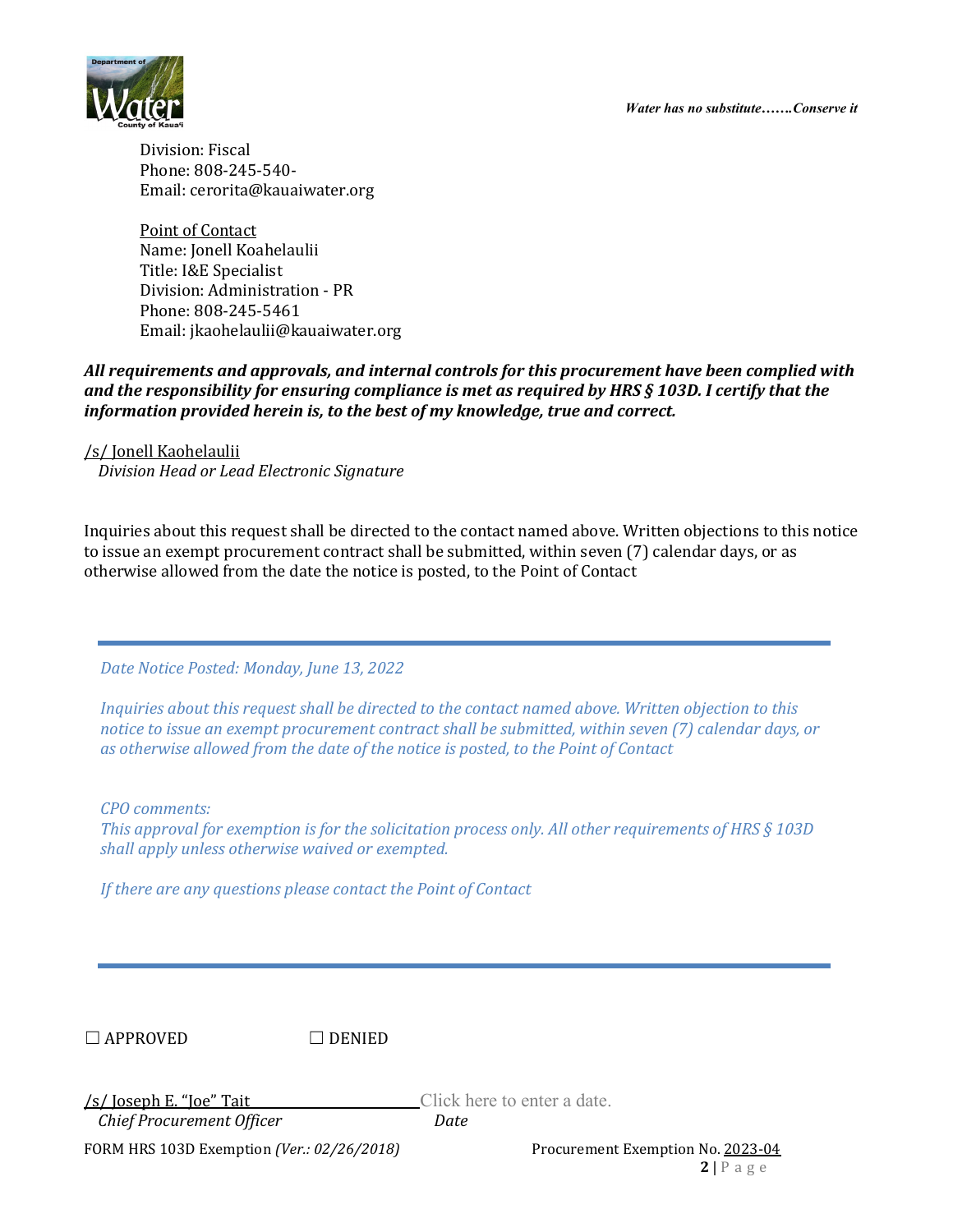Division: Fiscal
Phone: 808-245-540-
Email: cerorita@kauaiwater.org

Point of Contact
Name: Jonell Koahelaulii
Title: I&E Specialist
Division: Administration - PR
Phone: 808-245-5461
Email: jkaohelaulii@kauaiwater.org

***All requirements and approvals, and internal controls for this procurement have been complied with and the responsibility for ensuring compliance is met as required by HRS § 103D. I certify that the information provided herein is, to the best of my knowledge, true and correct.***

/s/ Jonell Kaohelaulii
*Division Head or Lead Electronic Signature*

Inquiries about this request shall be directed to the contact named above. Written objections to this notice to issue an exempt procurement contract shall be submitted, within seven (7) calendar days, or as otherwise allowed from the date the notice is posted, to the Point of Contact

---

*Date Notice Posted: Monday, June 13, 2022*

*Inquiries about this request shall be directed to the contact named above. Written objection to this notice to issue an exempt procurement contract shall be submitted, within seven (7) calendar days, or as otherwise allowed from the date of the notice is posted, to the Point of Contact*

*CPO comments:*
*This approval for exemption is for the solicitation process only. All other requirements of HRS § 103D shall apply unless otherwise waived or exempted.*

*If there are any questions please contact the Point of Contact*

---

☐ APPROVED ☐ DENIED

/s/ Joseph E. "Joe" Tait Click here to enter a date.
*Chief Procurement Officer* *Date*

FORM HRS 103D Exemption *(Ver.: 02/26/2018)* Procurement Exemption No. 2023-04